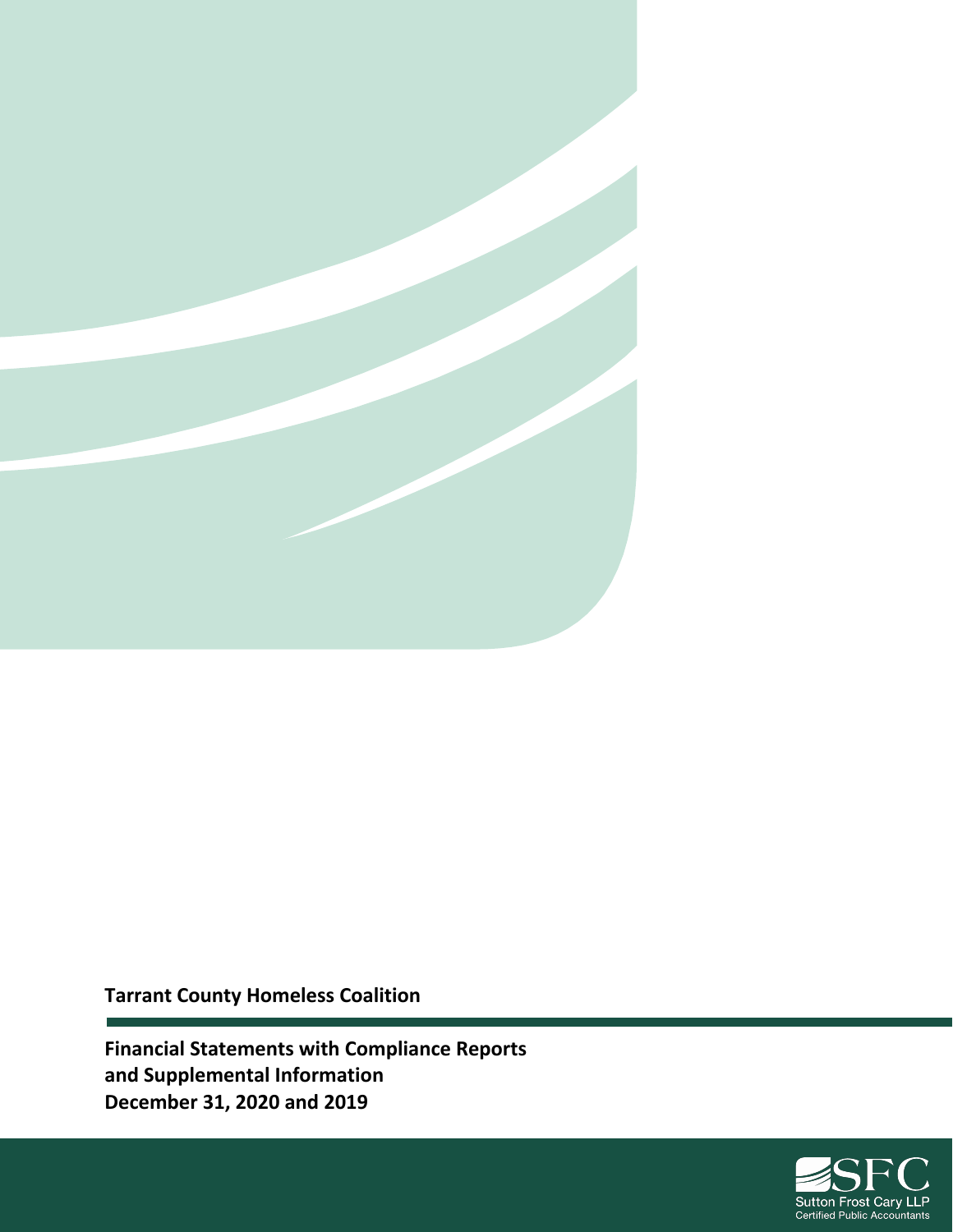**Tarrant County Homeless Coalition**

**Financial Statements with Compliance Reports and Supplemental Information**
**December 31, 2020 and 2019**

SFC
Sutton Frost Cary LLP
Certified Public Accountants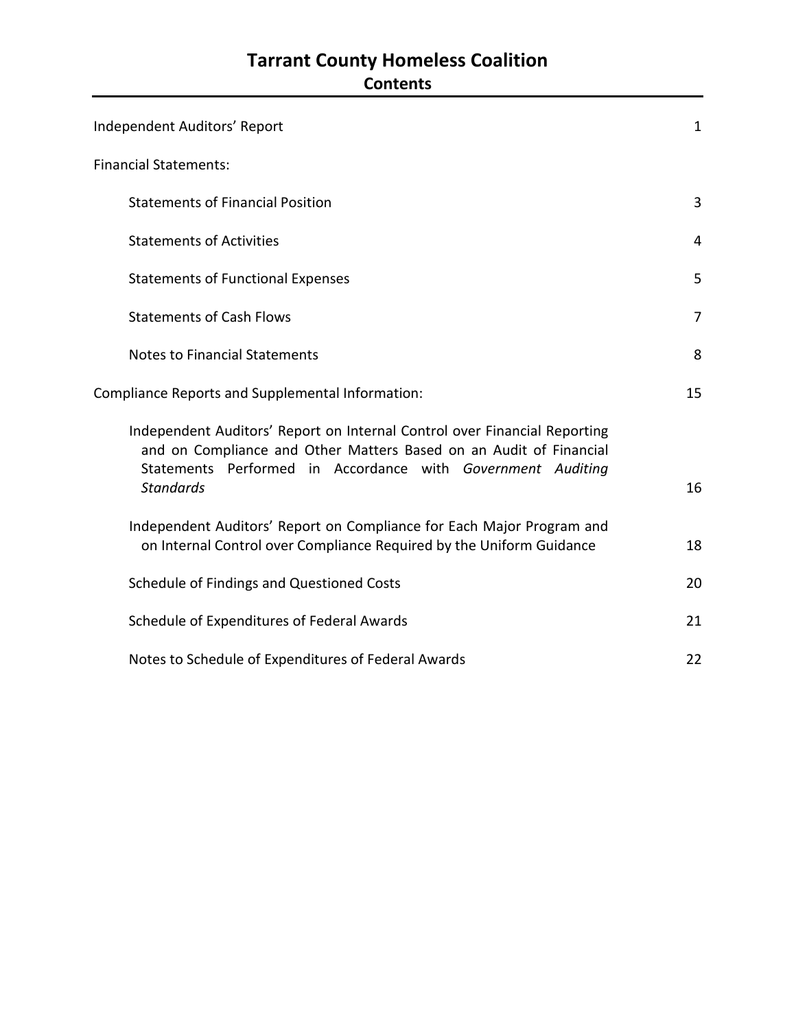# Tarrant County Homeless Coalition

## Contents

| | |
|---|---|
| Independent Auditors' Report | 1 |
| Financial Statements: | |
| Statements of Financial Position | 3 |
| Statements of Activities | 4 |
| Statements of Functional Expenses | 5 |
| Statements of Cash Flows | 7 |
| Notes to Financial Statements | 8 |
| Compliance Reports and Supplemental Information: | 15 |
| Independent Auditors' Report on Internal Control over Financial Reporting and on Compliance and Other Matters Based on an Audit of Financial Statements Performed in Accordance with *Government Auditing Standards* | 16 |
| Independent Auditors' Report on Compliance for Each Major Program and on Internal Control over Compliance Required by the Uniform Guidance | 18 |
| Schedule of Findings and Questioned Costs | 20 |
| Schedule of Expenditures of Federal Awards | 21 |
| Notes to Schedule of Expenditures of Federal Awards | 22 |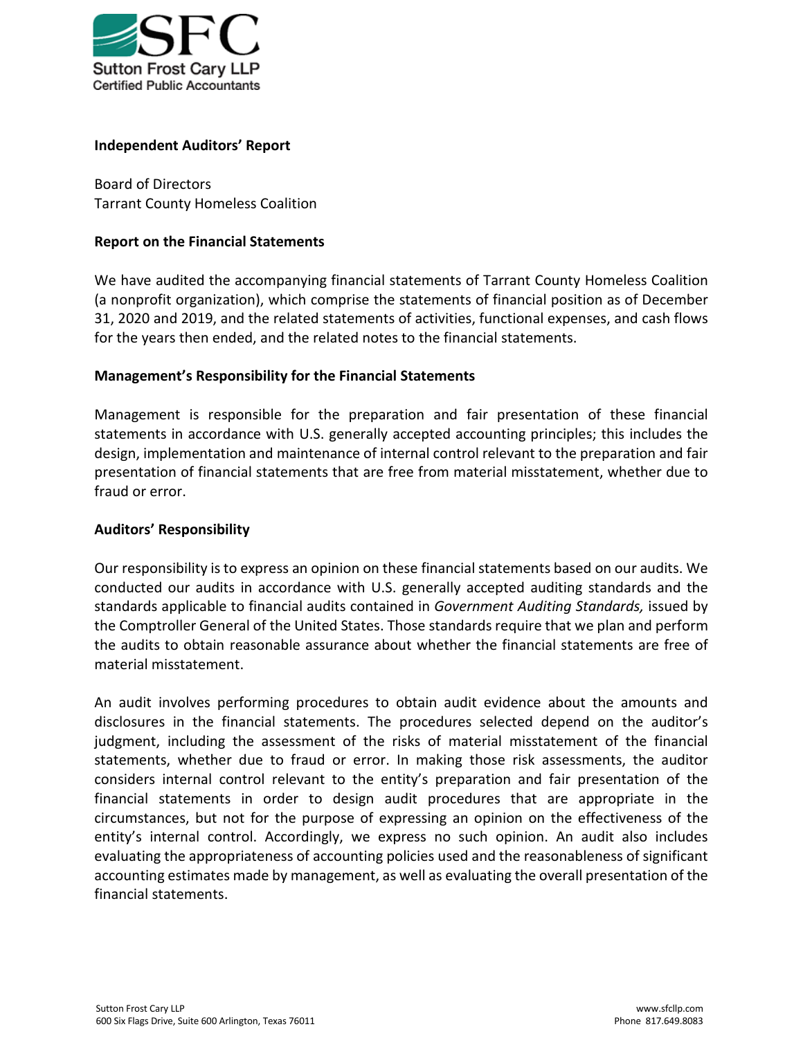SFC
Sutton Frost Cary LLP
Certified Public Accountants

## Independent Auditors' Report

Board of Directors
Tarrant County Homeless Coalition

### Report on the Financial Statements

We have audited the accompanying financial statements of Tarrant County Homeless Coalition (a nonprofit organization), which comprise the statements of financial position as of December 31, 2020 and 2019, and the related statements of activities, functional expenses, and cash flows for the years then ended, and the related notes to the financial statements.

### Management's Responsibility for the Financial Statements

Management is responsible for the preparation and fair presentation of these financial statements in accordance with U.S. generally accepted accounting principles; this includes the design, implementation and maintenance of internal control relevant to the preparation and fair presentation of financial statements that are free from material misstatement, whether due to fraud or error.

### Auditors' Responsibility

Our responsibility is to express an opinion on these financial statements based on our audits. We conducted our audits in accordance with U.S. generally accepted auditing standards and the standards applicable to financial audits contained in *Government Auditing Standards,* issued by the Comptroller General of the United States. Those standards require that we plan and perform the audits to obtain reasonable assurance about whether the financial statements are free of material misstatement.

An audit involves performing procedures to obtain audit evidence about the amounts and disclosures in the financial statements. The procedures selected depend on the auditor's judgment, including the assessment of the risks of material misstatement of the financial statements, whether due to fraud or error. In making those risk assessments, the auditor considers internal control relevant to the entity's preparation and fair presentation of the financial statements in order to design audit procedures that are appropriate in the circumstances, but not for the purpose of expressing an opinion on the effectiveness of the entity's internal control. Accordingly, we express no such opinion. An audit also includes evaluating the appropriateness of accounting policies used and the reasonableness of significant accounting estimates made by management, as well as evaluating the overall presentation of the financial statements.

Sutton Frost Cary LLP
600 Six Flags Drive, Suite 600 Arlington, Texas 76011
www.sfcllp.com
Phone 817.649.8083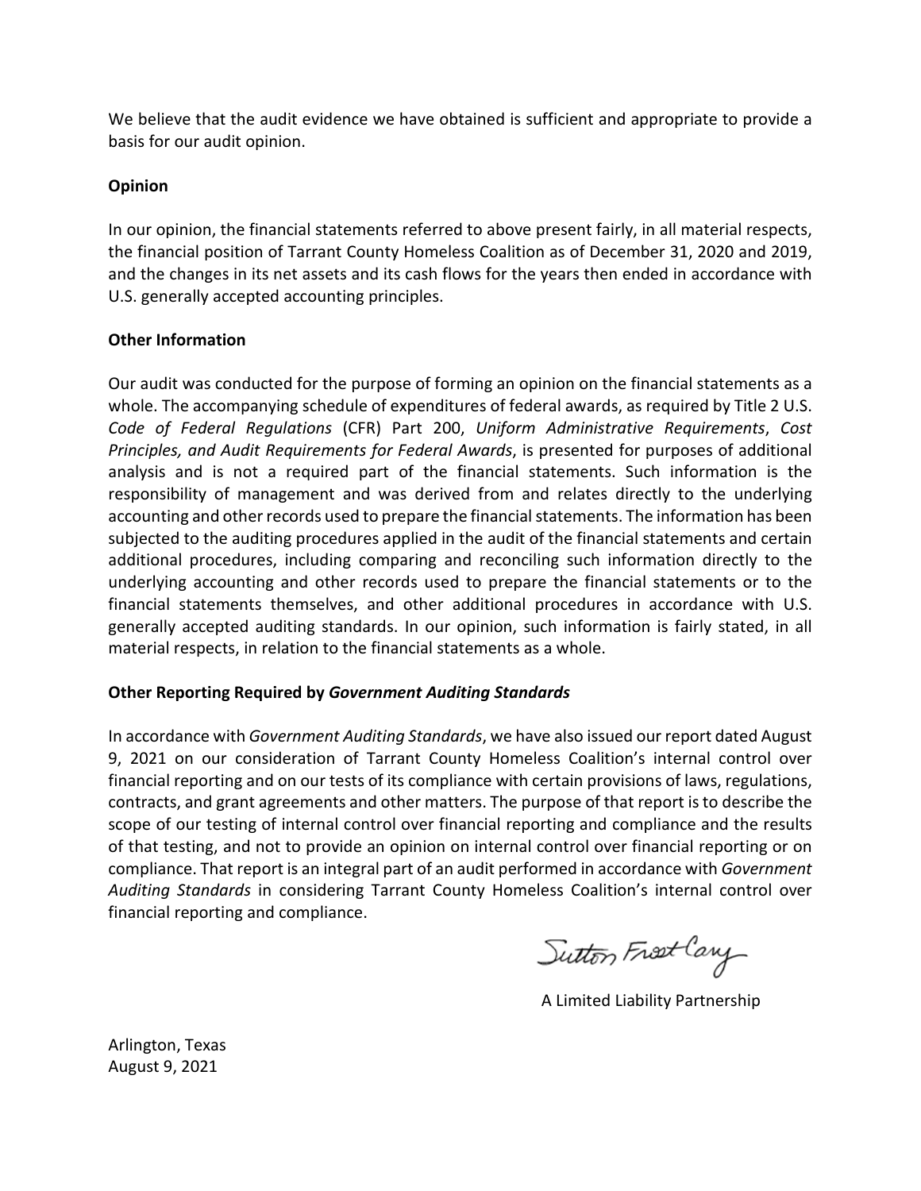We believe that the audit evidence we have obtained is sufficient and appropriate to provide a basis for our audit opinion.

**Opinion**

In our opinion, the financial statements referred to above present fairly, in all material respects, the financial position of Tarrant County Homeless Coalition as of December 31, 2020 and 2019, and the changes in its net assets and its cash flows for the years then ended in accordance with U.S. generally accepted accounting principles.

**Other Information**

Our audit was conducted for the purpose of forming an opinion on the financial statements as a whole. The accompanying schedule of expenditures of federal awards, as required by Title 2 U.S. *Code of Federal Regulations* (CFR) Part 200, *Uniform Administrative Requirements*, *Cost Principles, and Audit Requirements for Federal Awards*, is presented for purposes of additional analysis and is not a required part of the financial statements. Such information is the responsibility of management and was derived from and relates directly to the underlying accounting and other records used to prepare the financial statements. The information has been subjected to the auditing procedures applied in the audit of the financial statements and certain additional procedures, including comparing and reconciling such information directly to the underlying accounting and other records used to prepare the financial statements or to the financial statements themselves, and other additional procedures in accordance with U.S. generally accepted auditing standards. In our opinion, such information is fairly stated, in all material respects, in relation to the financial statements as a whole.

**Other Reporting Required by *Government Auditing Standards***

In accordance with *Government Auditing Standards*, we have also issued our report dated August 9, 2021 on our consideration of Tarrant County Homeless Coalition's internal control over financial reporting and on our tests of its compliance with certain provisions of laws, regulations, contracts, and grant agreements and other matters. The purpose of that report is to describe the scope of our testing of internal control over financial reporting and compliance and the results of that testing, and not to provide an opinion on internal control over financial reporting or on compliance. That report is an integral part of an audit performed in accordance with *Government Auditing Standards* in considering Tarrant County Homeless Coalition's internal control over financial reporting and compliance.

Sutton Frost Cary

A Limited Liability Partnership

Arlington, Texas
August 9, 2021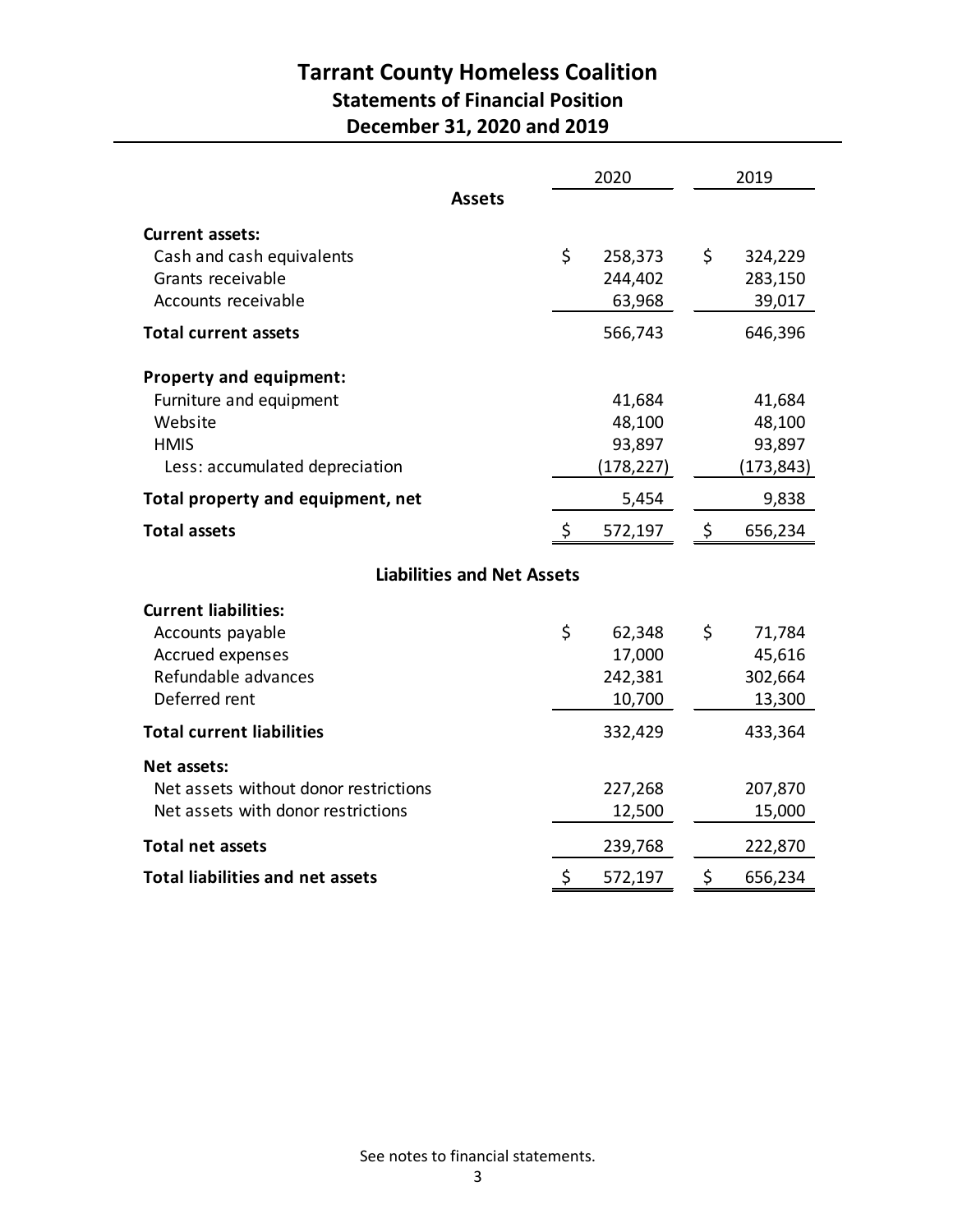# Tarrant County Homeless Coalition

## Statements of Financial Position

### December 31, 2020 and 2019

| | 2020 | 2019 |
|---|---|---|
| **Assets** | | |
| **Current assets:** | | |
| Cash and cash equivalents | $ 258,373 | $ 324,229 |
| Grants receivable | 244,402 | 283,150 |
| Accounts receivable | 63,968 | 39,017 |
| **Total current assets** | 566,743 | 646,396 |
| **Property and equipment:** | | |
| Furniture and equipment | 41,684 | 41,684 |
| Website | 48,100 | 48,100 |
| HMIS | 93,897 | 93,897 |
| Less: accumulated depreciation | (178,227) | (173,843) |
| **Total property and equipment, net** | 5,454 | 9,838 |
| **Total assets** | $ 572,197 | $ 656,234 |
| **Liabilities and Net Assets** | | |
| **Current liabilities:** | | |
| Accounts payable | $ 62,348 | $ 71,784 |
| Accrued expenses | 17,000 | 45,616 |
| Refundable advances | 242,381 | 302,664 |
| Deferred rent | 10,700 | 13,300 |
| **Total current liabilities** | 332,429 | 433,364 |
| **Net assets:** | | |
| Net assets without donor restrictions | 227,268 | 207,870 |
| Net assets with donor restrictions | 12,500 | 15,000 |
| **Total net assets** | 239,768 | 222,870 |
| **Total liabilities and net assets** | $ 572,197 | $ 656,234 |

See notes to financial statements.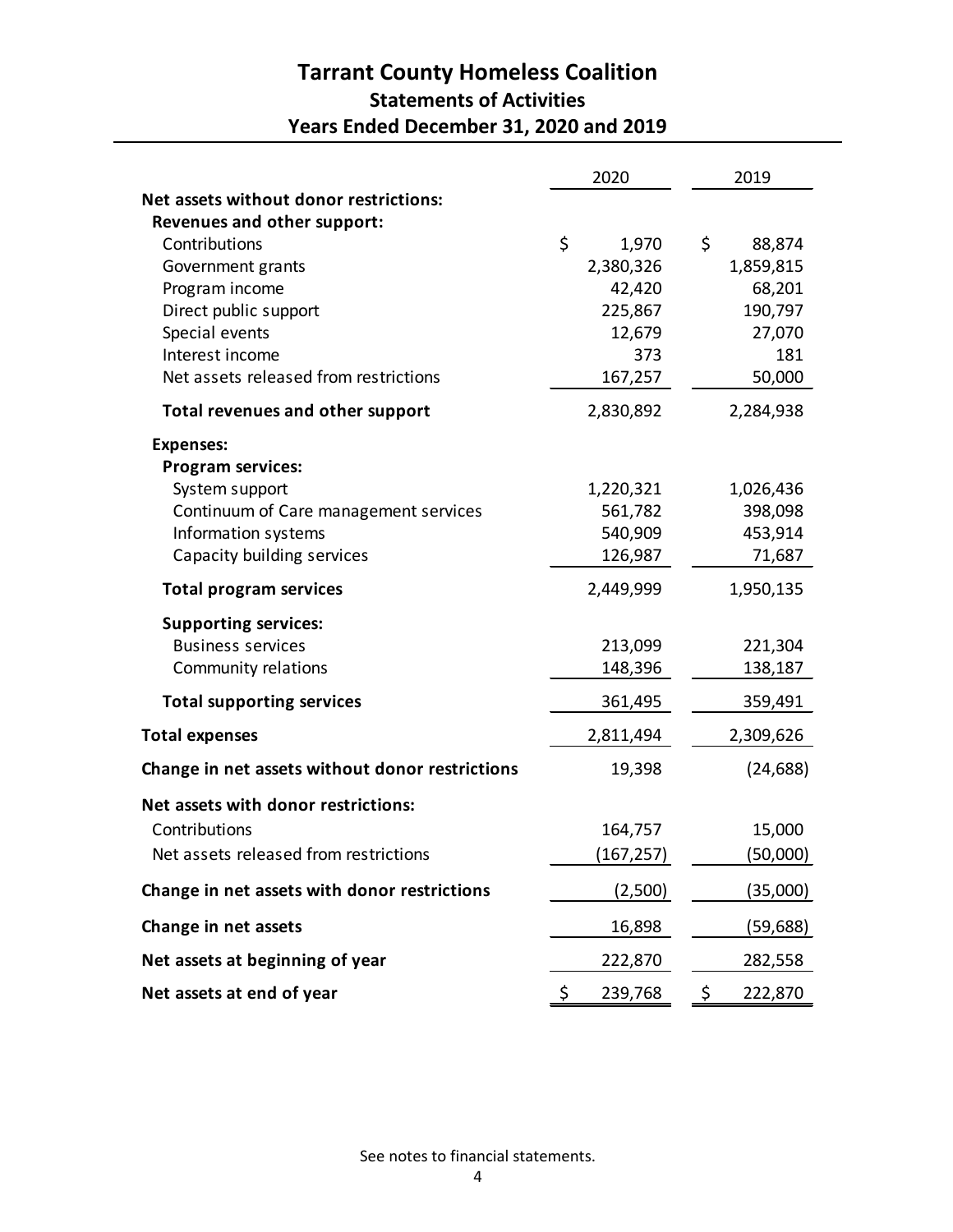# Tarrant County Homeless Coalition

## Statements of Activities

### Years Ended December 31, 2020 and 2019

| | 2020 | 2019 |
|---|---|---|
| **Net assets without donor restrictions:** | | |
| **Revenues and other support:** | | |
| Contributions | $ 1,970 | $ 88,874 |
| Government grants | 2,380,326 | 1,859,815 |
| Program income | 42,420 | 68,201 |
| Direct public support | 225,867 | 190,797 |
| Special events | 12,679 | 27,070 |
| Interest income | 373 | 181 |
| Net assets released from restrictions | 167,257 | 50,000 |
| **Total revenues and other support** | 2,830,892 | 2,284,938 |
| **Expenses:** | | |
| **Program services:** | | |
| System support | 1,220,321 | 1,026,436 |
| Continuum of Care management services | 561,782 | 398,098 |
| Information systems | 540,909 | 453,914 |
| Capacity building services | 126,987 | 71,687 |
| **Total program services** | 2,449,999 | 1,950,135 |
| **Supporting services:** | | |
| Business services | 213,099 | 221,304 |
| Community relations | 148,396 | 138,187 |
| **Total supporting services** | 361,495 | 359,491 |
| **Total expenses** | 2,811,494 | 2,309,626 |
| **Change in net assets without donor restrictions** | 19,398 | (24,688) |
| **Net assets with donor restrictions:** | | |
| Contributions | 164,757 | 15,000 |
| Net assets released from restrictions | (167,257) | (50,000) |
| **Change in net assets with donor restrictions** | (2,500) | (35,000) |
| **Change in net assets** | 16,898 | (59,688) |
| **Net assets at beginning of year** | 222,870 | 282,558 |
| **Net assets at end of year** | $ 239,768 | $ 222,870 |

See notes to financial statements.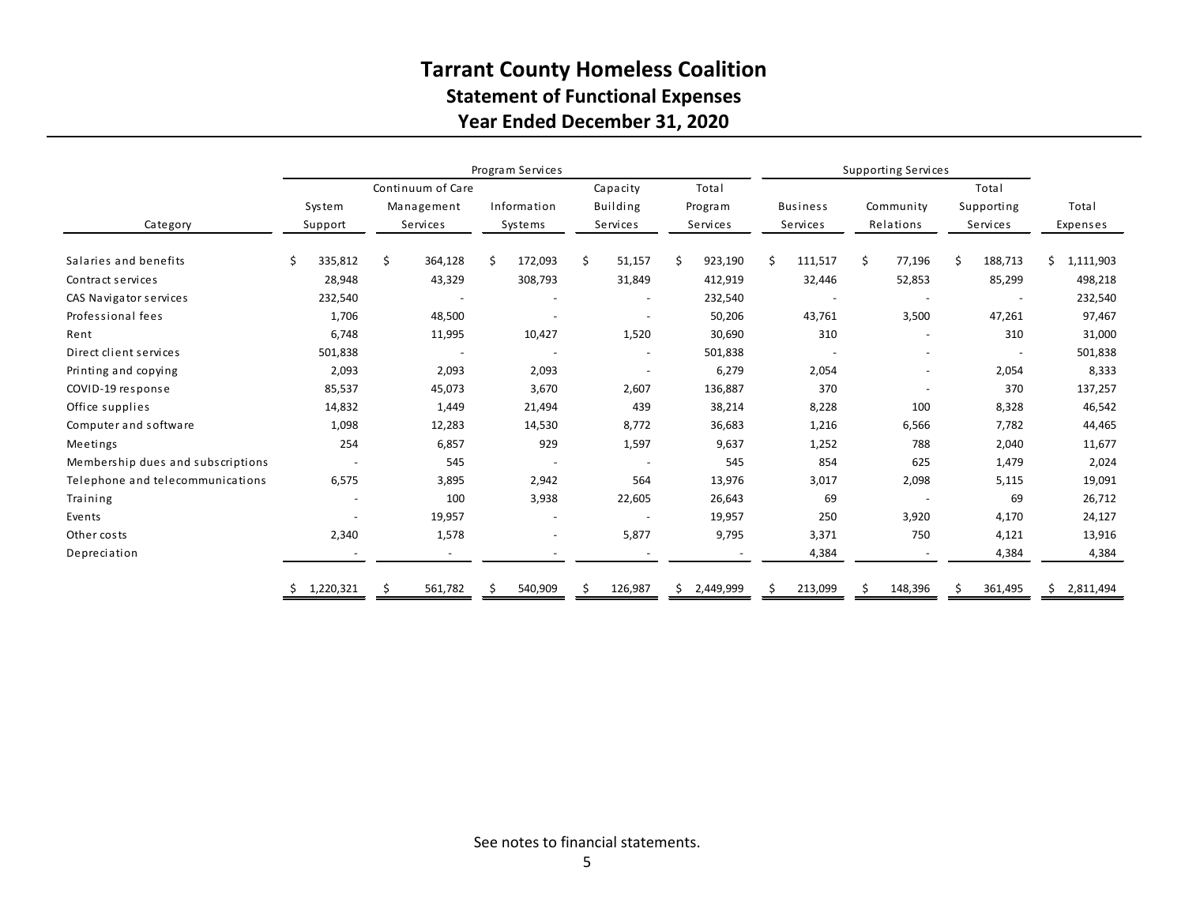# Tarrant County Homeless Coalition

## Statement of Functional Expenses

## Year Ended December 31, 2020

| | Program Services | | | | | Supporting Services | | | |
|---|---|---|---|---|---|---|---|---|---|
| Category | System Support | Continuum of Care Management Services | Information Systems | Capacity Building Services | Total Program Services | Business Services | Community Relations | Total Supporting Services | Total Expenses |
| Salaries and benefits | $ 335,812 | $ 364,128 | $ 172,093 | $ 51,157 | $ 923,190 | $ 111,517 | $ 77,196 | $ 188,713 | $ 1,111,903 |
| Contract services | 28,948 | 43,329 | 308,793 | 31,849 | 412,919 | 32,446 | 52,853 | 85,299 | 498,218 |
| CAS Navigator services | 232,540 | - | - | - | 232,540 | - | - | - | 232,540 |
| Professional fees | 1,706 | 48,500 | - | - | 50,206 | 43,761 | 3,500 | 47,261 | 97,467 |
| Rent | 6,748 | 11,995 | 10,427 | 1,520 | 30,690 | 310 | - | 310 | 31,000 |
| Direct client services | 501,838 | - | - | - | 501,838 | - | - | - | 501,838 |
| Printing and copying | 2,093 | 2,093 | 2,093 | - | 6,279 | 2,054 | - | 2,054 | 8,333 |
| COVID-19 response | 85,537 | 45,073 | 3,670 | 2,607 | 136,887 | 370 | - | 370 | 137,257 |
| Office supplies | 14,832 | 1,449 | 21,494 | 439 | 38,214 | 8,228 | 100 | 8,328 | 46,542 |
| Computer and software | 1,098 | 12,283 | 14,530 | 8,772 | 36,683 | 1,216 | 6,566 | 7,782 | 44,465 |
| Meetings | 254 | 6,857 | 929 | 1,597 | 9,637 | 1,252 | 788 | 2,040 | 11,677 |
| Membership dues and subscriptions | - | 545 | - | - | 545 | 854 | 625 | 1,479 | 2,024 |
| Telephone and telecommunications | 6,575 | 3,895 | 2,942 | 564 | 13,976 | 3,017 | 2,098 | 5,115 | 19,091 |
| Training | - | 100 | 3,938 | 22,605 | 26,643 | 69 | - | 69 | 26,712 |
| Events | - | 19,957 | - | - | 19,957 | 250 | 3,920 | 4,170 | 24,127 |
| Other costs | 2,340 | 1,578 | - | 5,877 | 9,795 | 3,371 | 750 | 4,121 | 13,916 |
| Depreciation | - | - | - | - | - | 4,384 | - | 4,384 | 4,384 |
| | $ 1,220,321 | $ 561,782 | $ 540,909 | $ 126,987 | $ 2,449,999 | $ 213,099 | $ 148,396 | $ 361,495 | $ 2,811,494 |

See notes to financial statements.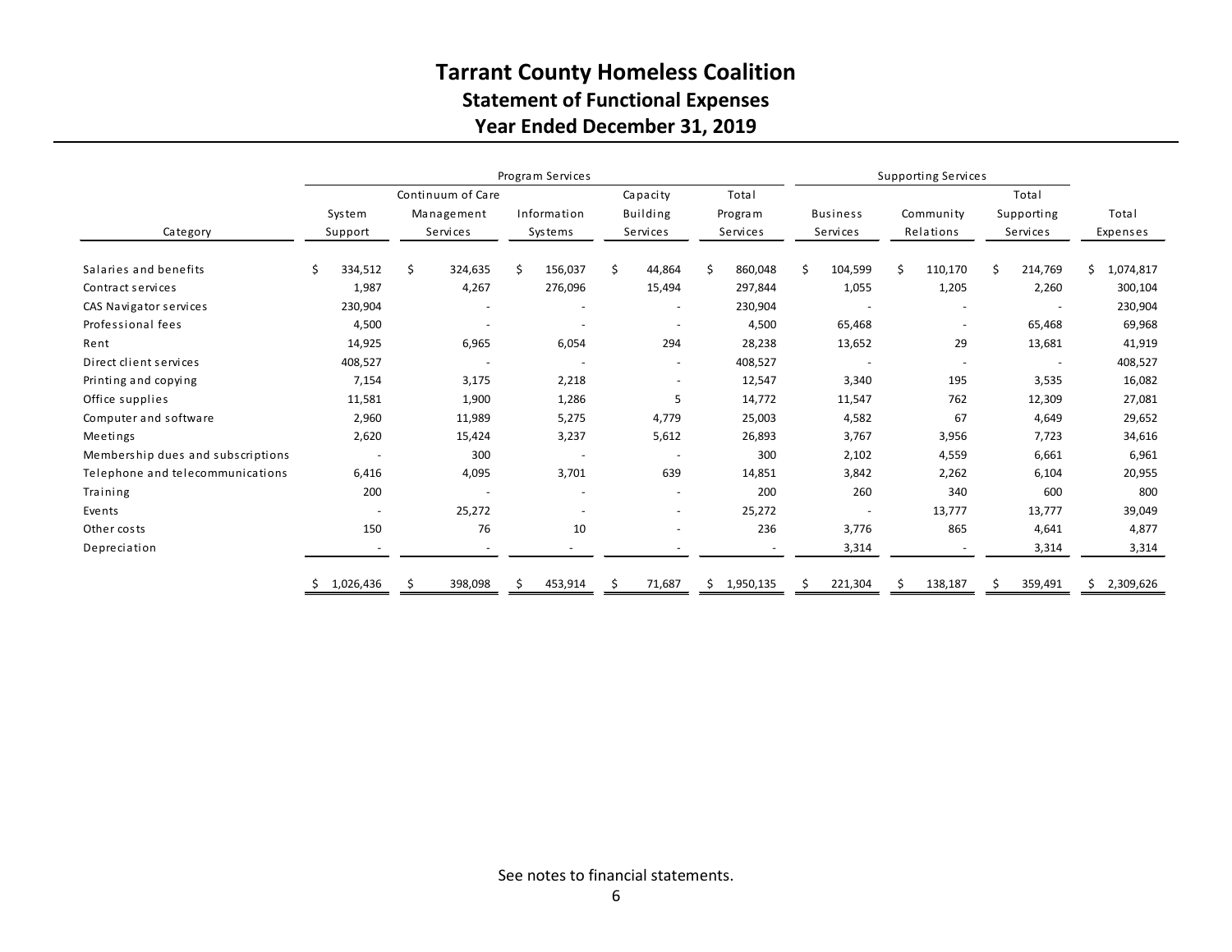# Tarrant County Homeless Coalition

## Statement of Functional Expenses

## Year Ended December 31, 2019

| Category | Program Services | | | | | Supporting Services | | | |
|---|---|---|---|---|---|---|---|---|---|
| | System Support | Continuum of Care Management Services | Information Systems | Capacity Building Services | Total Program Services | Business Services | Community Relations | Total Supporting Services | Total Expenses |
| Salaries and benefits | $ 334,512 | $ 324,635 | $ 156,037 | $ 44,864 | $ 860,048 | $ 104,599 | $ 110,170 | $ 214,769 | $ 1,074,817 |
| Contract services | 1,987 | 4,267 | 276,096 | 15,494 | 297,844 | 1,055 | 1,205 | 2,260 | 300,104 |
| CAS Navigator services | 230,904 | - | - | - | 230,904 | - | - | - | 230,904 |
| Professional fees | 4,500 | - | - | - | 4,500 | 65,468 | - | 65,468 | 69,968 |
| Rent | 14,925 | 6,965 | 6,054 | 294 | 28,238 | 13,652 | 29 | 13,681 | 41,919 |
| Direct client services | 408,527 | - | - | - | 408,527 | - | - | - | 408,527 |
| Printing and copying | 7,154 | 3,175 | 2,218 | - | 12,547 | 3,340 | 195 | 3,535 | 16,082 |
| Office supplies | 11,581 | 1,900 | 1,286 | 5 | 14,772 | 11,547 | 762 | 12,309 | 27,081 |
| Computer and software | 2,960 | 11,989 | 5,275 | 4,779 | 25,003 | 4,582 | 67 | 4,649 | 29,652 |
| Meetings | 2,620 | 15,424 | 3,237 | 5,612 | 26,893 | 3,767 | 3,956 | 7,723 | 34,616 |
| Membership dues and subscriptions | - | 300 | - | - | 300 | 2,102 | 4,559 | 6,661 | 6,961 |
| Telephone and telecommunications | 6,416 | 4,095 | 3,701 | 639 | 14,851 | 3,842 | 2,262 | 6,104 | 20,955 |
| Training | 200 | - | - | - | 200 | 260 | 340 | 600 | 800 |
| Events | - | 25,272 | - | - | 25,272 | - | 13,777 | 13,777 | 39,049 |
| Other costs | 150 | 76 | 10 | - | 236 | 3,776 | 865 | 4,641 | 4,877 |
| Depreciation | - | - | - | - | - | 3,314 | - | 3,314 | 3,314 |
| | $ 1,026,436 | $ 398,098 | $ 453,914 | $ 71,687 | $ 1,950,135 | $ 221,304 | $ 138,187 | $ 359,491 | $ 2,309,626 |

See notes to financial statements.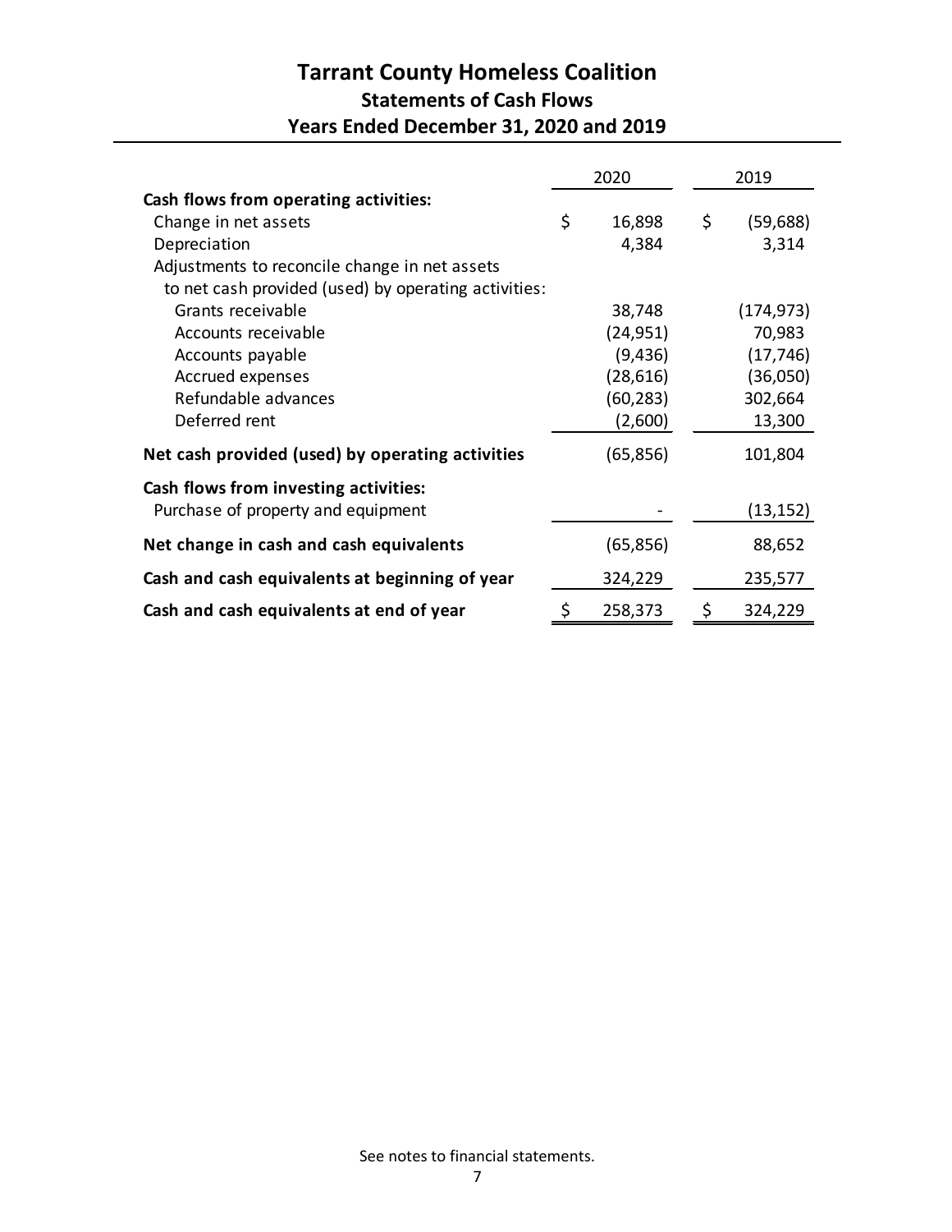# Tarrant County Homeless Coalition

## Statements of Cash Flows

### Years Ended December 31, 2020 and 2019

| | 2020 | 2019 |
|---|---|---|
| **Cash flows from operating activities:** | | |
| Change in net assets | $ 16,898 | $ (59,688) |
| Depreciation | 4,384 | 3,314 |
| Adjustments to reconcile change in net assets to net cash provided (used) by operating activities: | | |
| Grants receivable | 38,748 | (174,973) |
| Accounts receivable | (24,951) | 70,983 |
| Accounts payable | (9,436) | (17,746) |
| Accrued expenses | (28,616) | (36,050) |
| Refundable advances | (60,283) | 302,664 |
| Deferred rent | (2,600) | 13,300 |
| **Net cash provided (used) by operating activities** | (65,856) | 101,804 |
| **Cash flows from investing activities:** | | |
| Purchase of property and equipment | - | (13,152) |
| **Net change in cash and cash equivalents** | (65,856) | 88,652 |
| **Cash and cash equivalents at beginning of year** | 324,229 | 235,577 |
| **Cash and cash equivalents at end of year** | $ 258,373 | $ 324,229 |

See notes to financial statements.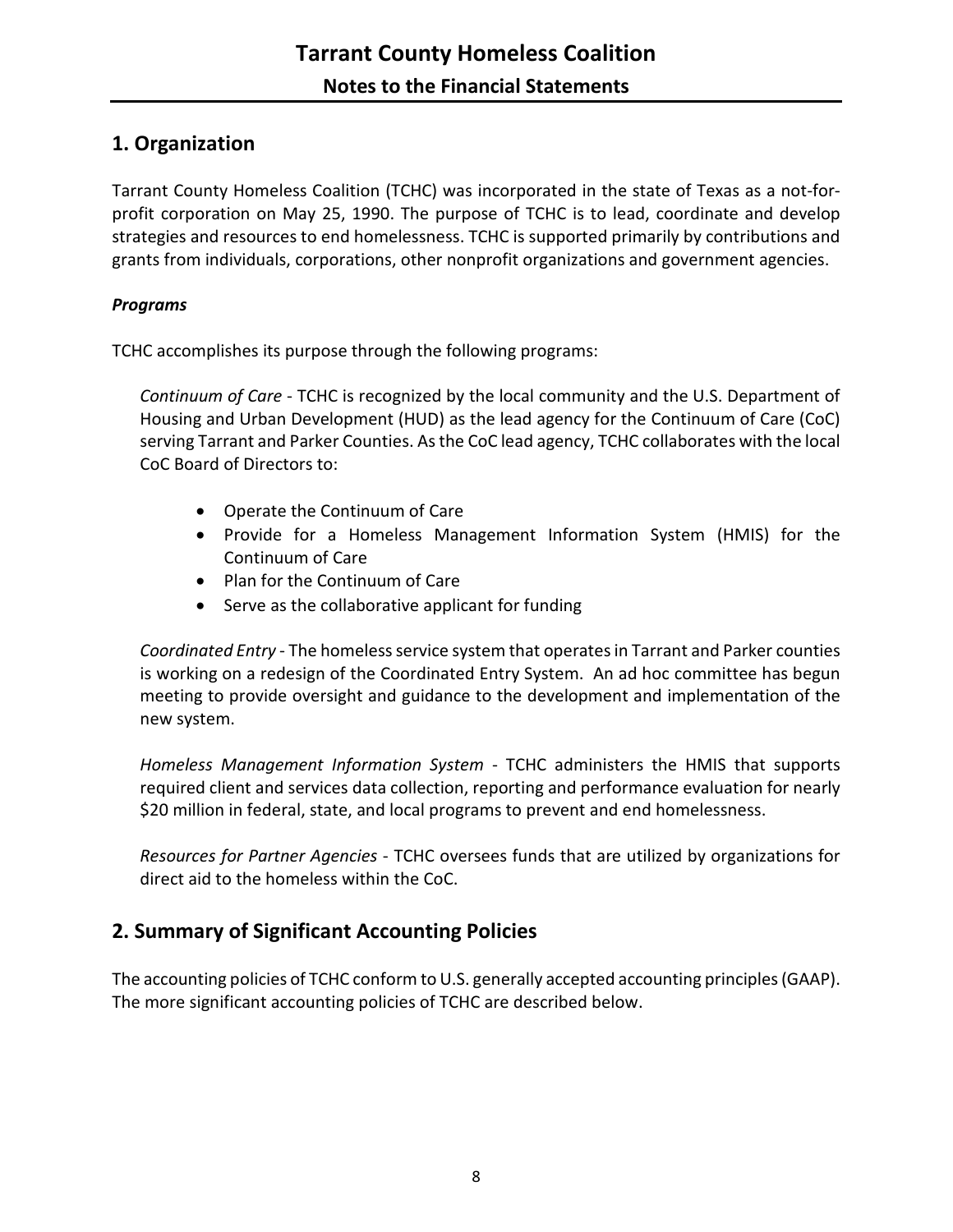# Tarrant County Homeless Coalition

## Notes to the Financial Statements

## 1. Organization

Tarrant County Homeless Coalition (TCHC) was incorporated in the state of Texas as a not-for-profit corporation on May 25, 1990. The purpose of TCHC is to lead, coordinate and develop strategies and resources to end homelessness. TCHC is supported primarily by contributions and grants from individuals, corporations, other nonprofit organizations and government agencies.

### *Programs*

TCHC accomplishes its purpose through the following programs:

*Continuum of Care* - TCHC is recognized by the local community and the U.S. Department of Housing and Urban Development (HUD) as the lead agency for the Continuum of Care (CoC) serving Tarrant and Parker Counties. As the CoC lead agency, TCHC collaborates with the local CoC Board of Directors to:

- Operate the Continuum of Care
- Provide for a Homeless Management Information System (HMIS) for the Continuum of Care
- Plan for the Continuum of Care
- Serve as the collaborative applicant for funding

*Coordinated Entry* - The homeless service system that operates in Tarrant and Parker counties is working on a redesign of the Coordinated Entry System. An ad hoc committee has begun meeting to provide oversight and guidance to the development and implementation of the new system.

*Homeless Management Information System* - TCHC administers the HMIS that supports required client and services data collection, reporting and performance evaluation for nearly $20 million in federal, state, and local programs to prevent and end homelessness.

*Resources for Partner Agencies* - TCHC oversees funds that are utilized by organizations for direct aid to the homeless within the CoC.

## 2. Summary of Significant Accounting Policies

The accounting policies of TCHC conform to U.S. generally accepted accounting principles (GAAP). The more significant accounting policies of TCHC are described below.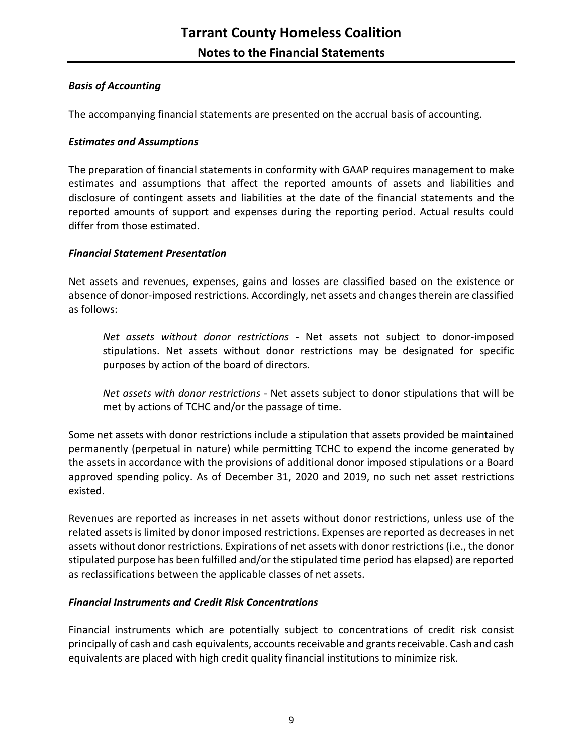### *Basis of Accounting*

The accompanying financial statements are presented on the accrual basis of accounting.

### *Estimates and Assumptions*

The preparation of financial statements in conformity with GAAP requires management to make estimates and assumptions that affect the reported amounts of assets and liabilities and disclosure of contingent assets and liabilities at the date of the financial statements and the reported amounts of support and expenses during the reporting period. Actual results could differ from those estimated.

### *Financial Statement Presentation*

Net assets and revenues, expenses, gains and losses are classified based on the existence or absence of donor-imposed restrictions. Accordingly, net assets and changes therein are classified as follows:

> *Net assets without donor restrictions* - Net assets not subject to donor-imposed stipulations. Net assets without donor restrictions may be designated for specific purposes by action of the board of directors.
>
> *Net assets with donor restrictions* - Net assets subject to donor stipulations that will be met by actions of TCHC and/or the passage of time.

Some net assets with donor restrictions include a stipulation that assets provided be maintained permanently (perpetual in nature) while permitting TCHC to expend the income generated by the assets in accordance with the provisions of additional donor imposed stipulations or a Board approved spending policy. As of December 31, 2020 and 2019, no such net asset restrictions existed.

Revenues are reported as increases in net assets without donor restrictions, unless use of the related assets is limited by donor imposed restrictions. Expenses are reported as decreases in net assets without donor restrictions. Expirations of net assets with donor restrictions (i.e., the donor stipulated purpose has been fulfilled and/or the stipulated time period has elapsed) are reported as reclassifications between the applicable classes of net assets.

### *Financial Instruments and Credit Risk Concentrations*

Financial instruments which are potentially subject to concentrations of credit risk consist principally of cash and cash equivalents, accounts receivable and grants receivable. Cash and cash equivalents are placed with high credit quality financial institutions to minimize risk.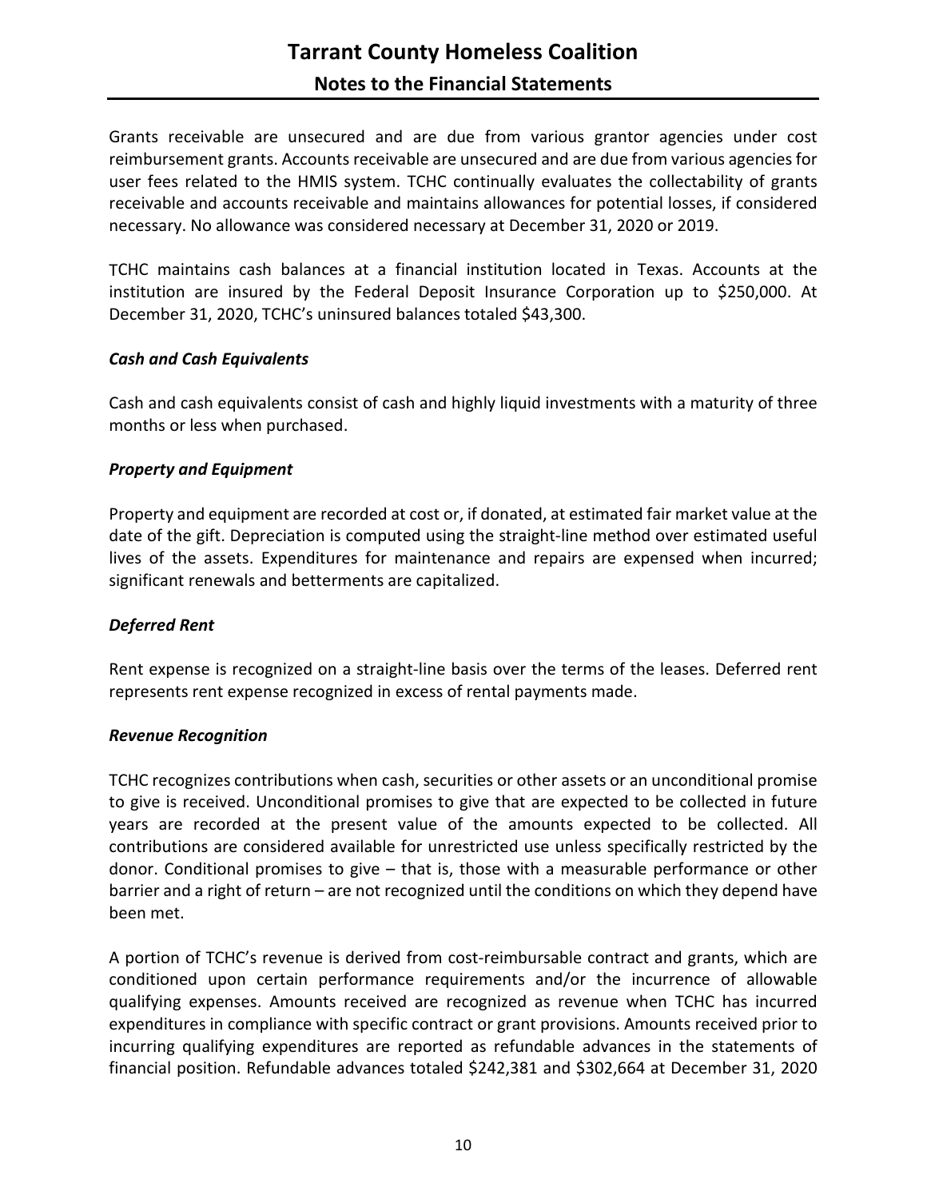Grants receivable are unsecured and are due from various grantor agencies under cost reimbursement grants. Accounts receivable are unsecured and are due from various agencies for user fees related to the HMIS system. TCHC continually evaluates the collectability of grants receivable and accounts receivable and maintains allowances for potential losses, if considered necessary. No allowance was considered necessary at December 31, 2020 or 2019.

TCHC maintains cash balances at a financial institution located in Texas. Accounts at the institution are insured by the Federal Deposit Insurance Corporation up to $250,000. At December 31, 2020, TCHC's uninsured balances totaled $43,300.

### *Cash and Cash Equivalents*

Cash and cash equivalents consist of cash and highly liquid investments with a maturity of three months or less when purchased.

### *Property and Equipment*

Property and equipment are recorded at cost or, if donated, at estimated fair market value at the date of the gift. Depreciation is computed using the straight-line method over estimated useful lives of the assets. Expenditures for maintenance and repairs are expensed when incurred; significant renewals and betterments are capitalized.

### *Deferred Rent*

Rent expense is recognized on a straight-line basis over the terms of the leases. Deferred rent represents rent expense recognized in excess of rental payments made.

### *Revenue Recognition*

TCHC recognizes contributions when cash, securities or other assets or an unconditional promise to give is received. Unconditional promises to give that are expected to be collected in future years are recorded at the present value of the amounts expected to be collected. All contributions are considered available for unrestricted use unless specifically restricted by the donor. Conditional promises to give – that is, those with a measurable performance or other barrier and a right of return – are not recognized until the conditions on which they depend have been met.

A portion of TCHC's revenue is derived from cost-reimbursable contract and grants, which are conditioned upon certain performance requirements and/or the incurrence of allowable qualifying expenses. Amounts received are recognized as revenue when TCHC has incurred expenditures in compliance with specific contract or grant provisions. Amounts received prior to incurring qualifying expenditures are reported as refundable advances in the statements of financial position. Refundable advances totaled $242,381 and $302,664 at December 31, 2020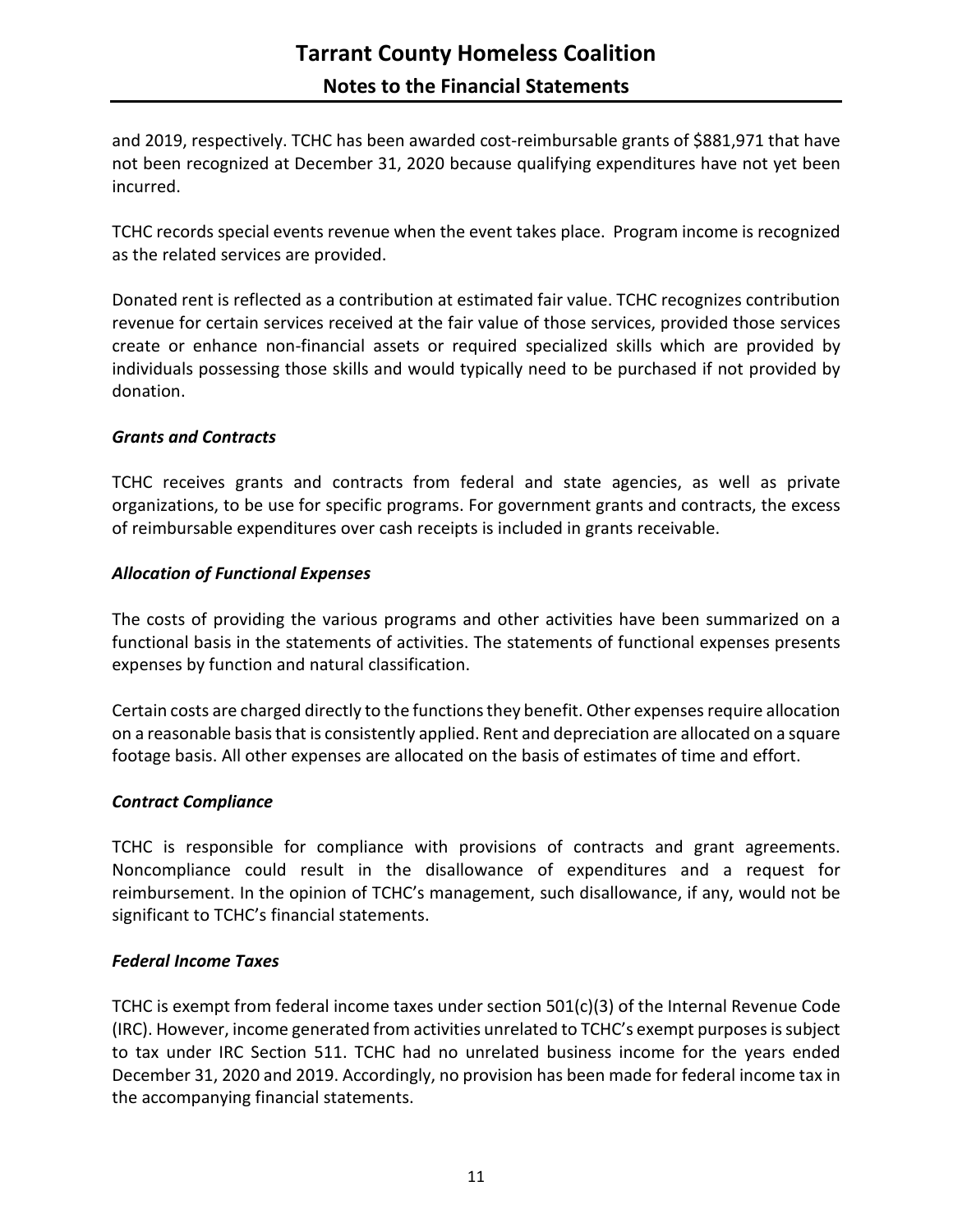and 2019, respectively. TCHC has been awarded cost-reimbursable grants of $881,971 that have not been recognized at December 31, 2020 because qualifying expenditures have not yet been incurred.

TCHC records special events revenue when the event takes place. Program income is recognized as the related services are provided.

Donated rent is reflected as a contribution at estimated fair value. TCHC recognizes contribution revenue for certain services received at the fair value of those services, provided those services create or enhance non-financial assets or required specialized skills which are provided by individuals possessing those skills and would typically need to be purchased if not provided by donation.

***Grants and Contracts***

TCHC receives grants and contracts from federal and state agencies, as well as private organizations, to be use for specific programs. For government grants and contracts, the excess of reimbursable expenditures over cash receipts is included in grants receivable.

***Allocation of Functional Expenses***

The costs of providing the various programs and other activities have been summarized on a functional basis in the statements of activities. The statements of functional expenses presents expenses by function and natural classification.

Certain costs are charged directly to the functions they benefit. Other expenses require allocation on a reasonable basis that is consistently applied. Rent and depreciation are allocated on a square footage basis. All other expenses are allocated on the basis of estimates of time and effort.

***Contract Compliance***

TCHC is responsible for compliance with provisions of contracts and grant agreements. Noncompliance could result in the disallowance of expenditures and a request for reimbursement. In the opinion of TCHC's management, such disallowance, if any, would not be significant to TCHC's financial statements.

***Federal Income Taxes***

TCHC is exempt from federal income taxes under section 501(c)(3) of the Internal Revenue Code (IRC). However, income generated from activities unrelated to TCHC's exempt purposes is subject to tax under IRC Section 511. TCHC had no unrelated business income for the years ended December 31, 2020 and 2019. Accordingly, no provision has been made for federal income tax in the accompanying financial statements.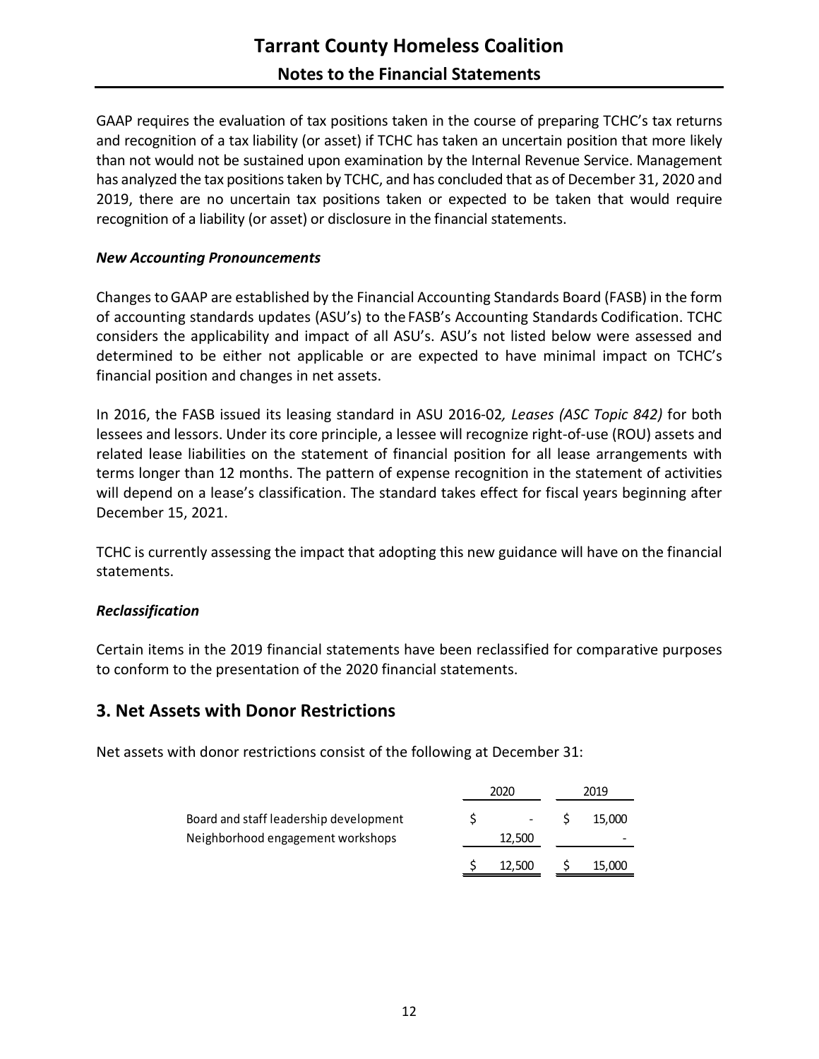GAAP requires the evaluation of tax positions taken in the course of preparing TCHC's tax returns and recognition of a tax liability (or asset) if TCHC has taken an uncertain position that more likely than not would not be sustained upon examination by the Internal Revenue Service. Management has analyzed the tax positions taken by TCHC, and has concluded that as of December 31, 2020 and 2019, there are no uncertain tax positions taken or expected to be taken that would require recognition of a liability (or asset) or disclosure in the financial statements.

### *New Accounting Pronouncements*

Changes to GAAP are established by the Financial Accounting Standards Board (FASB) in the form of accounting standards updates (ASU's) to the FASB's Accounting Standards Codification. TCHC considers the applicability and impact of all ASU's. ASU's not listed below were assessed and determined to be either not applicable or are expected to have minimal impact on TCHC's financial position and changes in net assets.

In 2016, the FASB issued its leasing standard in ASU 2016-02*, Leases (ASC Topic 842)* for both lessees and lessors. Under its core principle, a lessee will recognize right-of-use (ROU) assets and related lease liabilities on the statement of financial position for all lease arrangements with terms longer than 12 months. The pattern of expense recognition in the statement of activities will depend on a lease's classification. The standard takes effect for fiscal years beginning after December 15, 2021.

TCHC is currently assessing the impact that adopting this new guidance will have on the financial statements.

### *Reclassification*

Certain items in the 2019 financial statements have been reclassified for comparative purposes to conform to the presentation of the 2020 financial statements.

## 3. Net Assets with Donor Restrictions

Net assets with donor restrictions consist of the following at December 31:

| | 2020 | 2019 |
|---|---|---|
| Board and staff leadership development | $ - | $ 15,000 |
| Neighborhood engagement workshops | 12,500 | - |
| | $ 12,500 | $ 15,000 |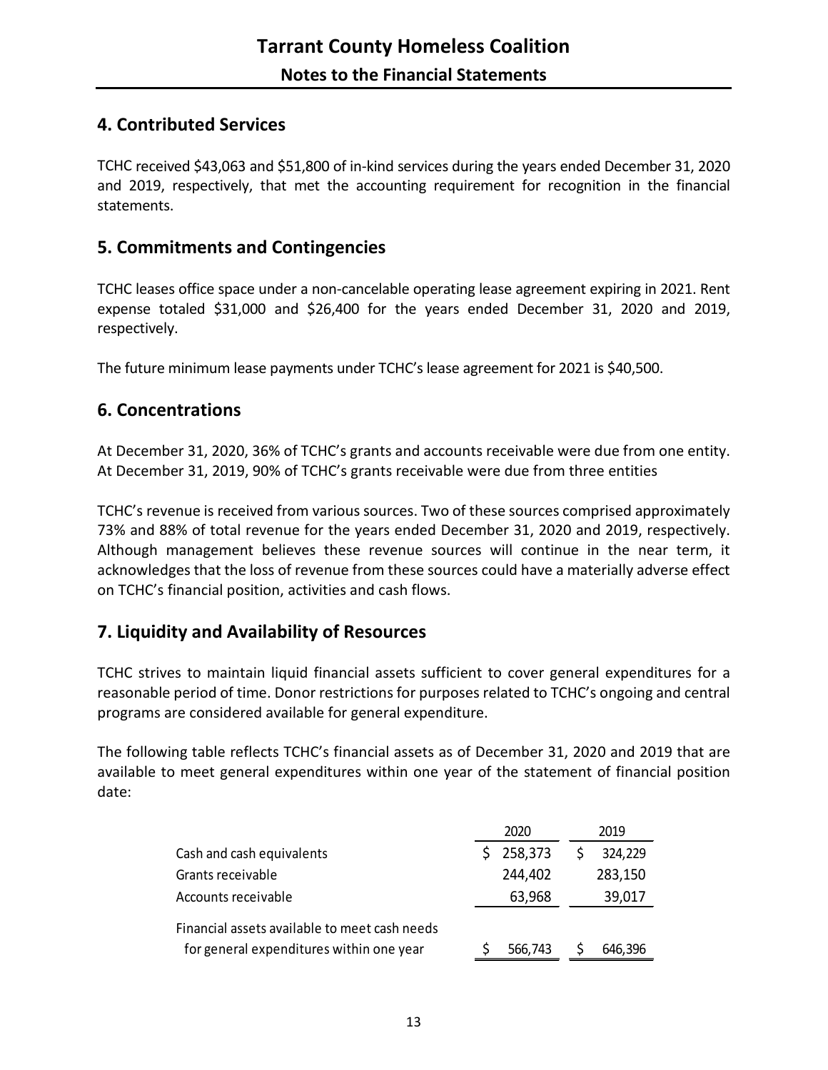## 4. Contributed Services

TCHC received $43,063 and $51,800 of in-kind services during the years ended December 31, 2020 and 2019, respectively, that met the accounting requirement for recognition in the financial statements.

## 5. Commitments and Contingencies

TCHC leases office space under a non-cancelable operating lease agreement expiring in 2021. Rent expense totaled $31,000 and $26,400 for the years ended December 31, 2020 and 2019, respectively.

The future minimum lease payments under TCHC's lease agreement for 2021 is $40,500.

## 6. Concentrations

At December 31, 2020, 36% of TCHC's grants and accounts receivable were due from one entity. At December 31, 2019, 90% of TCHC's grants receivable were due from three entities

TCHC's revenue is received from various sources. Two of these sources comprised approximately 73% and 88% of total revenue for the years ended December 31, 2020 and 2019, respectively. Although management believes these revenue sources will continue in the near term, it acknowledges that the loss of revenue from these sources could have a materially adverse effect on TCHC's financial position, activities and cash flows.

## 7. Liquidity and Availability of Resources

TCHC strives to maintain liquid financial assets sufficient to cover general expenditures for a reasonable period of time. Donor restrictions for purposes related to TCHC's ongoing and central programs are considered available for general expenditure.

The following table reflects TCHC's financial assets as of December 31, 2020 and 2019 that are available to meet general expenditures within one year of the statement of financial position date:

| | 2020 | 2019 |
|---|---|---|
| Cash and cash equivalents | $ 258,373 | $ 324,229 |
| Grants receivable | 244,402 | 283,150 |
| Accounts receivable | 63,968 | 39,017 |
| Financial assets available to meet cash needs for general expenditures within one year | $ 566,743 | $ 646,396 |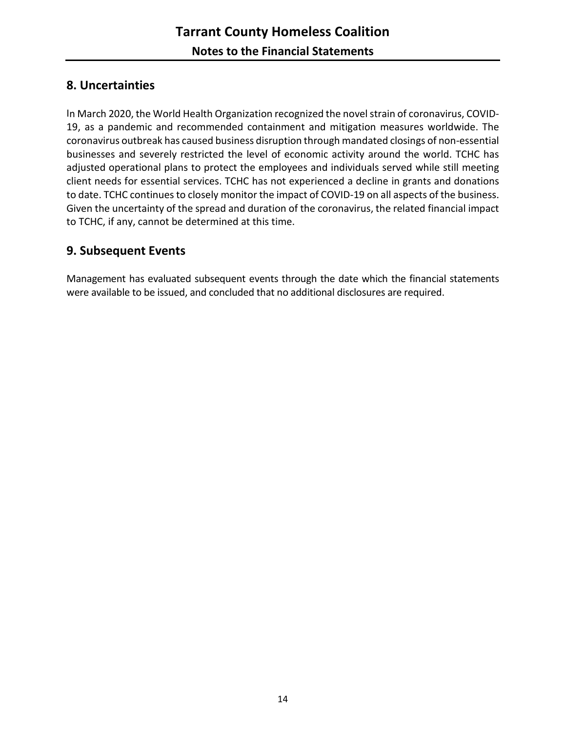## 8. Uncertainties

In March 2020, the World Health Organization recognized the novel strain of coronavirus, COVID-19, as a pandemic and recommended containment and mitigation measures worldwide. The coronavirus outbreak has caused business disruption through mandated closings of non-essential businesses and severely restricted the level of economic activity around the world. TCHC has adjusted operational plans to protect the employees and individuals served while still meeting client needs for essential services. TCHC has not experienced a decline in grants and donations to date. TCHC continues to closely monitor the impact of COVID-19 on all aspects of the business. Given the uncertainty of the spread and duration of the coronavirus, the related financial impact to TCHC, if any, cannot be determined at this time.

## 9. Subsequent Events

Management has evaluated subsequent events through the date which the financial statements were available to be issued, and concluded that no additional disclosures are required.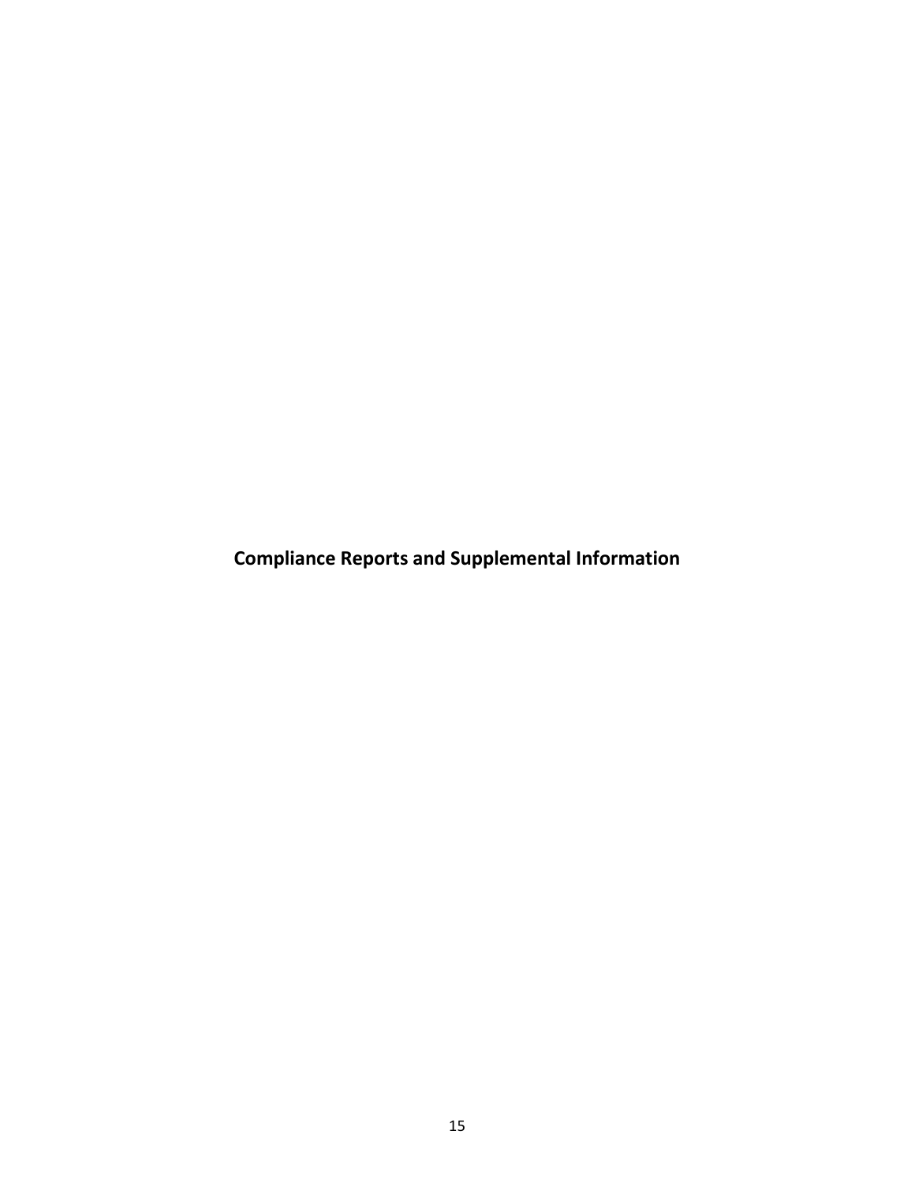# Compliance Reports and Supplemental Information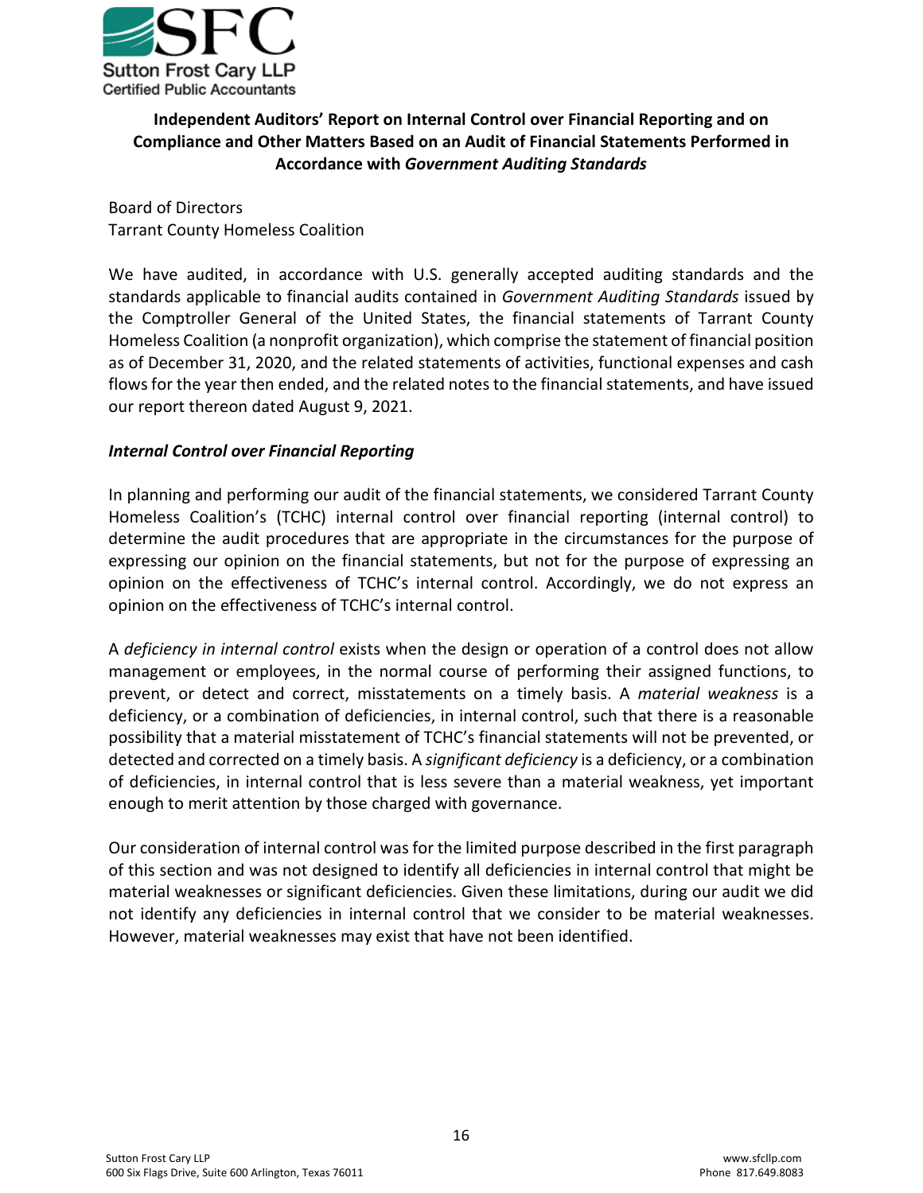# Independent Auditors' Report on Internal Control over Financial Reporting and on Compliance and Other Matters Based on an Audit of Financial Statements Performed in Accordance with *Government Auditing Standards*

Board of Directors
Tarrant County Homeless Coalition

We have audited, in accordance with U.S. generally accepted auditing standards and the standards applicable to financial audits contained in *Government Auditing Standards* issued by the Comptroller General of the United States, the financial statements of Tarrant County Homeless Coalition (a nonprofit organization), which comprise the statement of financial position as of December 31, 2020, and the related statements of activities, functional expenses and cash flows for the year then ended, and the related notes to the financial statements, and have issued our report thereon dated August 9, 2021.

### *Internal Control over Financial Reporting*

In planning and performing our audit of the financial statements, we considered Tarrant County Homeless Coalition's (TCHC) internal control over financial reporting (internal control) to determine the audit procedures that are appropriate in the circumstances for the purpose of expressing our opinion on the financial statements, but not for the purpose of expressing an opinion on the effectiveness of TCHC's internal control. Accordingly, we do not express an opinion on the effectiveness of TCHC's internal control.

A *deficiency in internal control* exists when the design or operation of a control does not allow management or employees, in the normal course of performing their assigned functions, to prevent, or detect and correct, misstatements on a timely basis. A *material weakness* is a deficiency, or a combination of deficiencies, in internal control, such that there is a reasonable possibility that a material misstatement of TCHC's financial statements will not be prevented, or detected and corrected on a timely basis. A *significant deficiency* is a deficiency, or a combination of deficiencies, in internal control that is less severe than a material weakness, yet important enough to merit attention by those charged with governance.

Our consideration of internal control was for the limited purpose described in the first paragraph of this section and was not designed to identify all deficiencies in internal control that might be material weaknesses or significant deficiencies. Given these limitations, during our audit we did not identify any deficiencies in internal control that we consider to be material weaknesses. However, material weaknesses may exist that have not been identified.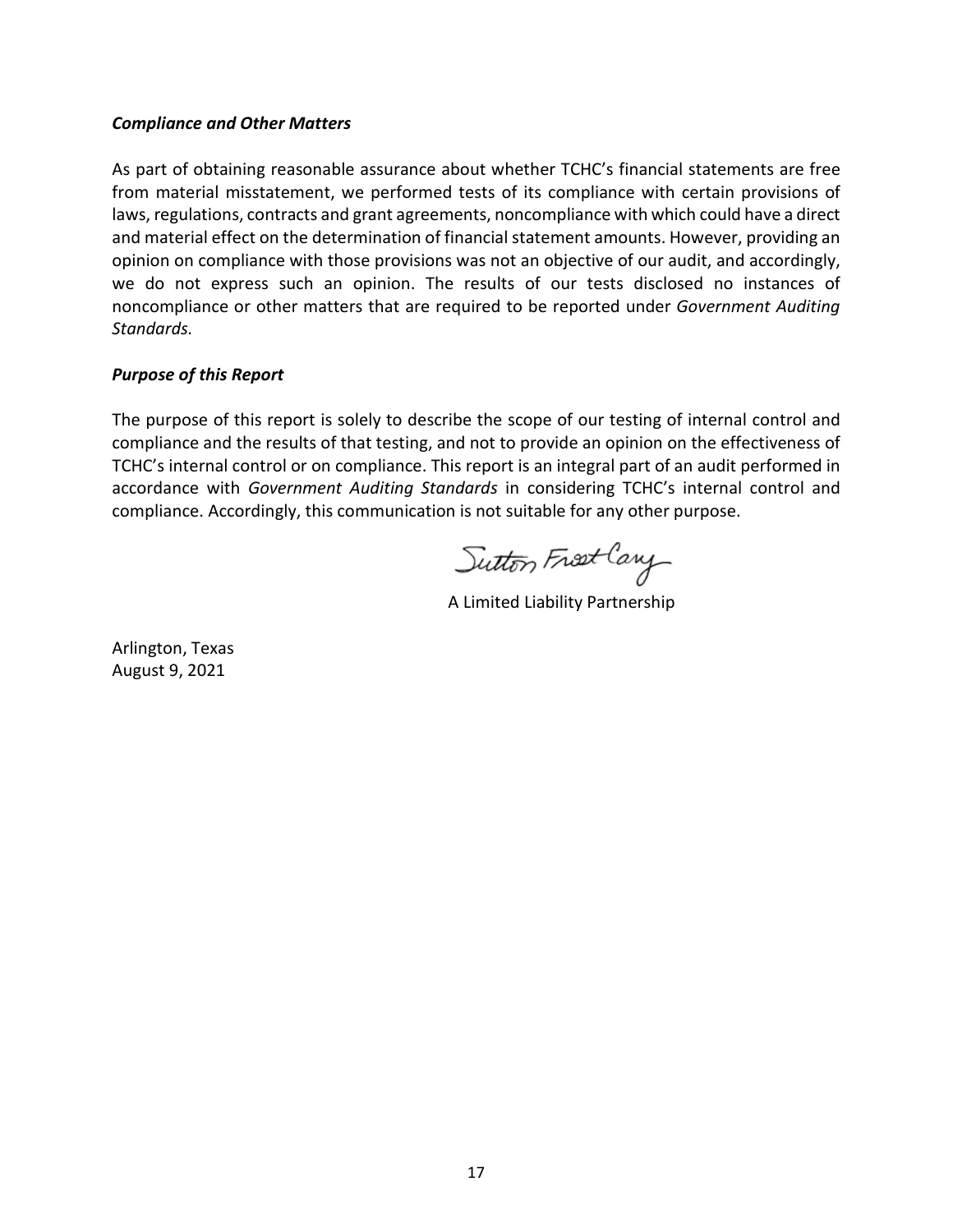***Compliance and Other Matters***

As part of obtaining reasonable assurance about whether TCHC's financial statements are free from material misstatement, we performed tests of its compliance with certain provisions of laws, regulations, contracts and grant agreements, noncompliance with which could have a direct and material effect on the determination of financial statement amounts. However, providing an opinion on compliance with those provisions was not an objective of our audit, and accordingly, we do not express such an opinion. The results of our tests disclosed no instances of noncompliance or other matters that are required to be reported under *Government Auditing Standards.*

***Purpose of this Report***

The purpose of this report is solely to describe the scope of our testing of internal control and compliance and the results of that testing, and not to provide an opinion on the effectiveness of TCHC's internal control or on compliance. This report is an integral part of an audit performed in accordance with *Government Auditing Standards* in considering TCHC's internal control and compliance. Accordingly, this communication is not suitable for any other purpose.

Sutton Frost Cary

A Limited Liability Partnership

Arlington, Texas
August 9, 2021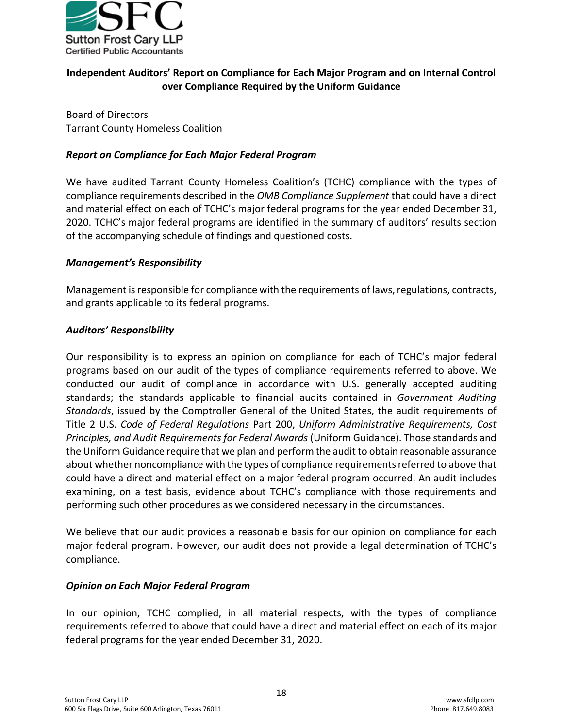## Independent Auditors' Report on Compliance for Each Major Program and on Internal Control over Compliance Required by the Uniform Guidance

Board of Directors
Tarrant County Homeless Coalition

### *Report on Compliance for Each Major Federal Program*

We have audited Tarrant County Homeless Coalition's (TCHC) compliance with the types of compliance requirements described in the *OMB Compliance Supplement* that could have a direct and material effect on each of TCHC's major federal programs for the year ended December 31, 2020. TCHC's major federal programs are identified in the summary of auditors' results section of the accompanying schedule of findings and questioned costs.

### *Management's Responsibility*

Management is responsible for compliance with the requirements of laws, regulations, contracts, and grants applicable to its federal programs.

### *Auditors' Responsibility*

Our responsibility is to express an opinion on compliance for each of TCHC's major federal programs based on our audit of the types of compliance requirements referred to above. We conducted our audit of compliance in accordance with U.S. generally accepted auditing standards; the standards applicable to financial audits contained in *Government Auditing Standards*, issued by the Comptroller General of the United States, the audit requirements of Title 2 U.S. *Code of Federal Regulations* Part 200, *Uniform Administrative Requirements, Cost Principles, and Audit Requirements for Federal Awards* (Uniform Guidance). Those standards and the Uniform Guidance require that we plan and perform the audit to obtain reasonable assurance about whether noncompliance with the types of compliance requirements referred to above that could have a direct and material effect on a major federal program occurred. An audit includes examining, on a test basis, evidence about TCHC's compliance with those requirements and performing such other procedures as we considered necessary in the circumstances.

We believe that our audit provides a reasonable basis for our opinion on compliance for each major federal program. However, our audit does not provide a legal determination of TCHC's compliance.

### *Opinion on Each Major Federal Program*

In our opinion, TCHC complied, in all material respects, with the types of compliance requirements referred to above that could have a direct and material effect on each of its major federal programs for the year ended December 31, 2020.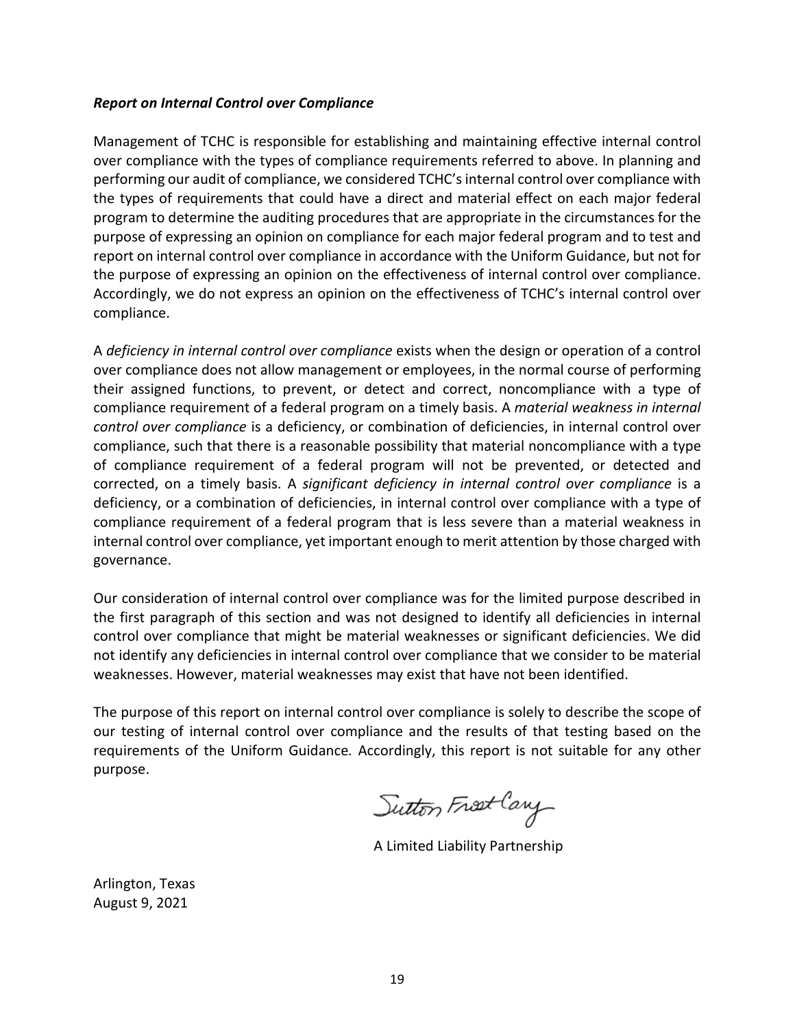***Report on Internal Control over Compliance***

Management of TCHC is responsible for establishing and maintaining effective internal control over compliance with the types of compliance requirements referred to above. In planning and performing our audit of compliance, we considered TCHC's internal control over compliance with the types of requirements that could have a direct and material effect on each major federal program to determine the auditing procedures that are appropriate in the circumstances for the purpose of expressing an opinion on compliance for each major federal program and to test and report on internal control over compliance in accordance with the Uniform Guidance, but not for the purpose of expressing an opinion on the effectiveness of internal control over compliance. Accordingly, we do not express an opinion on the effectiveness of TCHC's internal control over compliance.

A *deficiency in internal control over compliance* exists when the design or operation of a control over compliance does not allow management or employees, in the normal course of performing their assigned functions, to prevent, or detect and correct, noncompliance with a type of compliance requirement of a federal program on a timely basis. A *material weakness in internal control over compliance* is a deficiency, or combination of deficiencies, in internal control over compliance, such that there is a reasonable possibility that material noncompliance with a type of compliance requirement of a federal program will not be prevented, or detected and corrected, on a timely basis. A *significant deficiency in internal control over compliance* is a deficiency, or a combination of deficiencies, in internal control over compliance with a type of compliance requirement of a federal program that is less severe than a material weakness in internal control over compliance, yet important enough to merit attention by those charged with governance.

Our consideration of internal control over compliance was for the limited purpose described in the first paragraph of this section and was not designed to identify all deficiencies in internal control over compliance that might be material weaknesses or significant deficiencies. We did not identify any deficiencies in internal control over compliance that we consider to be material weaknesses. However, material weaknesses may exist that have not been identified.

The purpose of this report on internal control over compliance is solely to describe the scope of our testing of internal control over compliance and the results of that testing based on the requirements of the Uniform Guidance. Accordingly, this report is not suitable for any other purpose.

Sutton Frost Cary

A Limited Liability Partnership

Arlington, Texas
August 9, 2021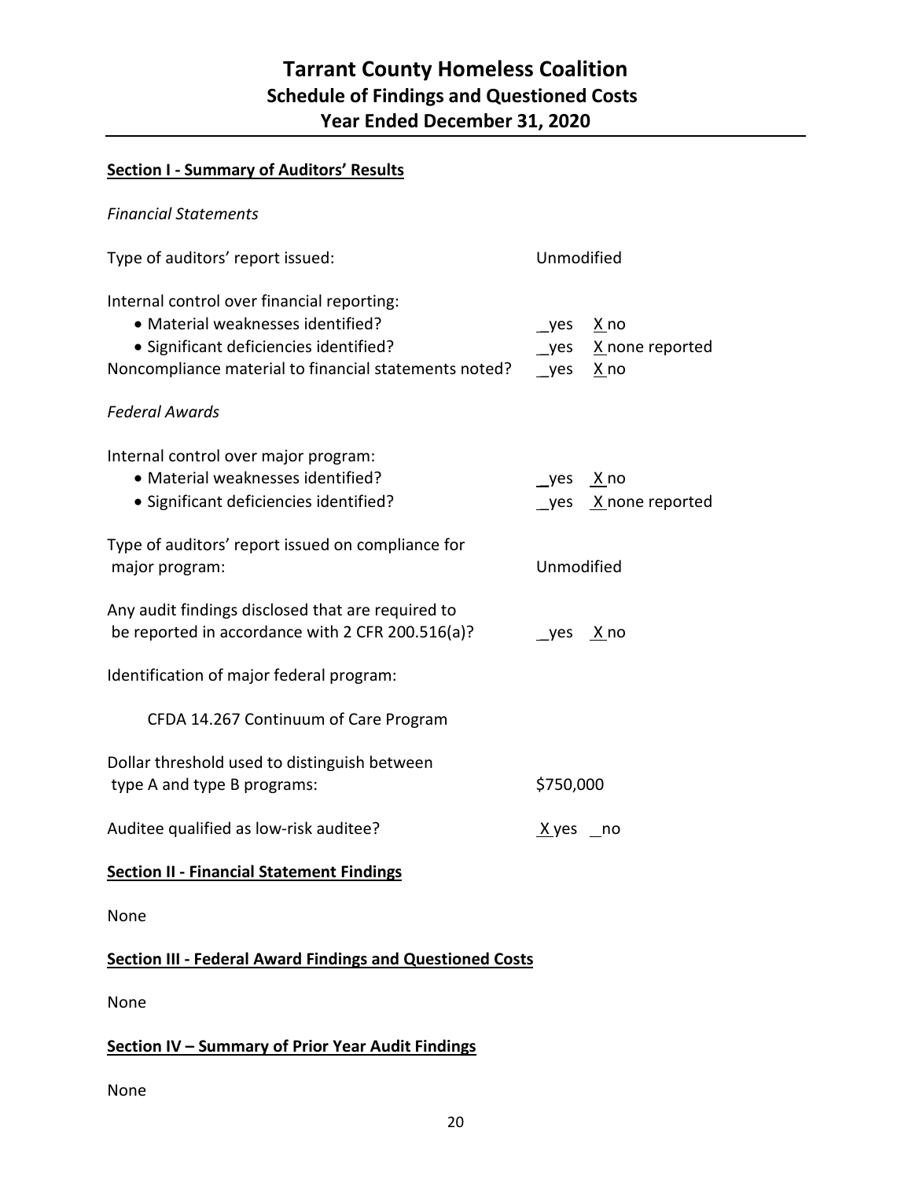# Tarrant County Homeless Coalition
## Schedule of Findings and Questioned Costs
## Year Ended December 31, 2020

**Section I - Summary of Auditors' Results**

*Financial Statements*

| | |
|---|---|
| Type of auditors' report issued: | Unmodified |
| Internal control over financial reporting: | |
| • Material weaknesses identified? | __yes  X no |
| • Significant deficiencies identified? | __yes  X none reported |
| Noncompliance material to financial statements noted? | __yes  X no |

*Federal Awards*

| | |
|---|---|
| Internal control over major program: | |
| • Material weaknesses identified? | __yes  X no |
| • Significant deficiencies identified? | __yes  X none reported |
| Type of auditors' report issued on compliance for major program: | Unmodified |
| Any audit findings disclosed that are required to be reported in accordance with 2 CFR 200.516(a)? | __yes  X no |
| Identification of major federal program: | |
| CFDA 14.267 Continuum of Care Program | |
| Dollar threshold used to distinguish between type A and type B programs: | $750,000 |
| Auditee qualified as low-risk auditee? | X yes  __no |

**Section II - Financial Statement Findings**

None

**Section III - Federal Award Findings and Questioned Costs**

None

**Section IV – Summary of Prior Year Audit Findings**

None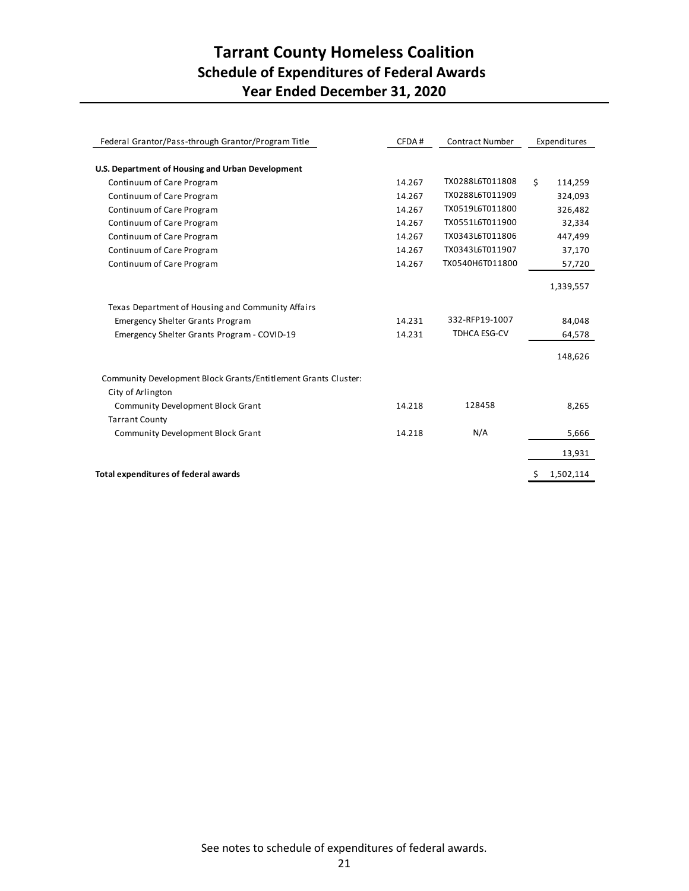# Tarrant County Homeless Coalition
## Schedule of Expenditures of Federal Awards
### Year Ended December 31, 2020

| Federal Grantor/Pass-through Grantor/Program Title | CFDA # | Contract Number | Expenditures |
|---|---|---|---|
| **U.S. Department of Housing and Urban Development** | | | |
| Continuum of Care Program | 14.267 | TX0288L6T011808 | $ 114,259 |
| Continuum of Care Program | 14.267 | TX0288L6T011909 | 324,093 |
| Continuum of Care Program | 14.267 | TX0519L6T011800 | 326,482 |
| Continuum of Care Program | 14.267 | TX0551L6T011900 | 32,334 |
| Continuum of Care Program | 14.267 | TX0343L6T011806 | 447,499 |
| Continuum of Care Program | 14.267 | TX0343L6T011907 | 37,170 |
| Continuum of Care Program | 14.267 | TX0540H6T011800 | 57,720 |
| | | | 1,339,557 |
| Texas Department of Housing and Community Affairs | | | |
| Emergency Shelter Grants Program | 14.231 | 332-RFP19-1007 | 84,048 |
| Emergency Shelter Grants Program - COVID-19 | 14.231 | TDHCA ESG-CV | 64,578 |
| | | | 148,626 |
| Community Development Block Grants/Entitlement Grants Cluster: | | | |
| City of Arlington | | | |
| Community Development Block Grant | 14.218 | 128458 | 8,265 |
| Tarrant County | | | |
| Community Development Block Grant | 14.218 | N/A | 5,666 |
| | | | 13,931 |
| **Total expenditures of federal awards** | | | $ 1,502,114 |

See notes to schedule of expenditures of federal awards.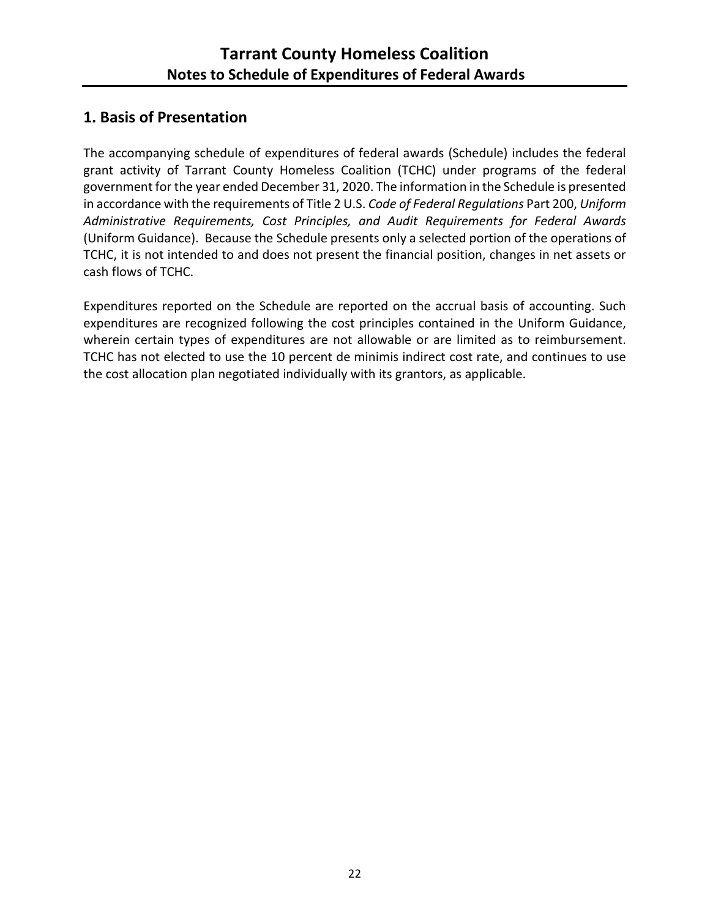# Tarrant County Homeless Coalition
## Notes to Schedule of Expenditures of Federal Awards

## 1. Basis of Presentation

The accompanying schedule of expenditures of federal awards (Schedule) includes the federal grant activity of Tarrant County Homeless Coalition (TCHC) under programs of the federal government for the year ended December 31, 2020. The information in the Schedule is presented in accordance with the requirements of Title 2 U.S. *Code of Federal Regulations* Part 200, *Uniform Administrative Requirements, Cost Principles, and Audit Requirements for Federal Awards* (Uniform Guidance). Because the Schedule presents only a selected portion of the operations of TCHC, it is not intended to and does not present the financial position, changes in net assets or cash flows of TCHC.

Expenditures reported on the Schedule are reported on the accrual basis of accounting. Such expenditures are recognized following the cost principles contained in the Uniform Guidance, wherein certain types of expenditures are not allowable or are limited as to reimbursement. TCHC has not elected to use the 10 percent de minimis indirect cost rate, and continues to use the cost allocation plan negotiated individually with its grantors, as applicable.